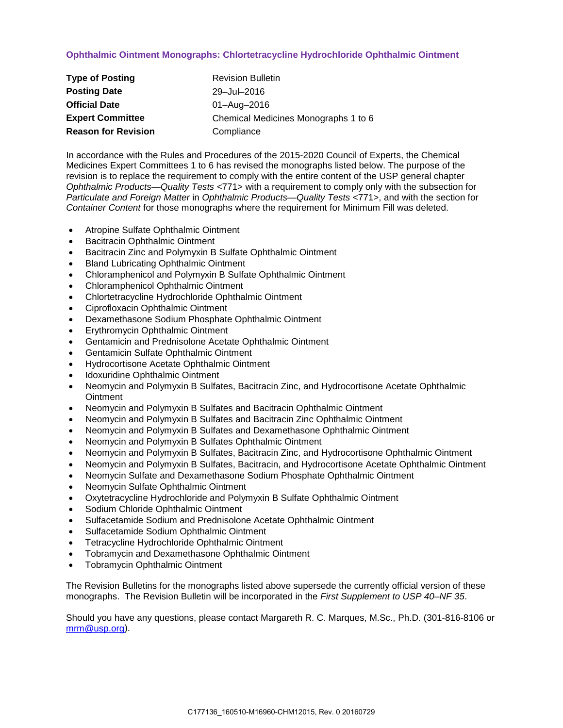## Ophthalmic Ointment Monographs: Chlortetracycline Hydrochloride Ophthalmic Ointment

| | |
|---|---|
| **Type of Posting** | Revision Bulletin |
| **Posting Date** | 29–Jul–2016 |
| **Official Date** | 01–Aug–2016 |
| **Expert Committee** | Chemical Medicines Monographs 1 to 6 |
| **Reason for Revision** | Compliance |

In accordance with the Rules and Procedures of the 2015-2020 Council of Experts, the Chemical Medicines Expert Committees 1 to 6 has revised the monographs listed below. The purpose of the revision is to replace the requirement to comply with the entire content of the USP general chapter *Ophthalmic Products—Quality Tests* <771> with a requirement to comply only with the subsection for *Particulate and Foreign Matter* in *Ophthalmic Products—Quality Tests* <771>, and with the section for *Container Content* for those monographs where the requirement for Minimum Fill was deleted.

- Atropine Sulfate Ophthalmic Ointment
- Bacitracin Ophthalmic Ointment
- Bacitracin Zinc and Polymyxin B Sulfate Ophthalmic Ointment
- Bland Lubricating Ophthalmic Ointment
- Chloramphenicol and Polymyxin B Sulfate Ophthalmic Ointment
- Chloramphenicol Ophthalmic Ointment
- Chlortetracycline Hydrochloride Ophthalmic Ointment
- Ciprofloxacin Ophthalmic Ointment
- Dexamethasone Sodium Phosphate Ophthalmic Ointment
- Erythromycin Ophthalmic Ointment
- Gentamicin and Prednisolone Acetate Ophthalmic Ointment
- Gentamicin Sulfate Ophthalmic Ointment
- Hydrocortisone Acetate Ophthalmic Ointment
- Idoxuridine Ophthalmic Ointment
- Neomycin and Polymyxin B Sulfates, Bacitracin Zinc, and Hydrocortisone Acetate Ophthalmic Ointment
- Neomycin and Polymyxin B Sulfates and Bacitracin Ophthalmic Ointment
- Neomycin and Polymyxin B Sulfates and Bacitracin Zinc Ophthalmic Ointment
- Neomycin and Polymyxin B Sulfates and Dexamethasone Ophthalmic Ointment
- Neomycin and Polymyxin B Sulfates Ophthalmic Ointment
- Neomycin and Polymyxin B Sulfates, Bacitracin Zinc, and Hydrocortisone Ophthalmic Ointment
- Neomycin and Polymyxin B Sulfates, Bacitracin, and Hydrocortisone Acetate Ophthalmic Ointment
- Neomycin Sulfate and Dexamethasone Sodium Phosphate Ophthalmic Ointment
- Neomycin Sulfate Ophthalmic Ointment
- Oxytetracycline Hydrochloride and Polymyxin B Sulfate Ophthalmic Ointment
- Sodium Chloride Ophthalmic Ointment
- Sulfacetamide Sodium and Prednisolone Acetate Ophthalmic Ointment
- Sulfacetamide Sodium Ophthalmic Ointment
- Tetracycline Hydrochloride Ophthalmic Ointment
- Tobramycin and Dexamethasone Ophthalmic Ointment
- Tobramycin Ophthalmic Ointment

The Revision Bulletins for the monographs listed above supersede the currently official version of these monographs. The Revision Bulletin will be incorporated in the *First Supplement to USP 40–NF 35*.

Should you have any questions, please contact Margareth R. C. Marques, M.Sc., Ph.D. (301-816-8106 or mrm@usp.org).

C177136_160510-M16960-CHM12015, Rev. 0 20160729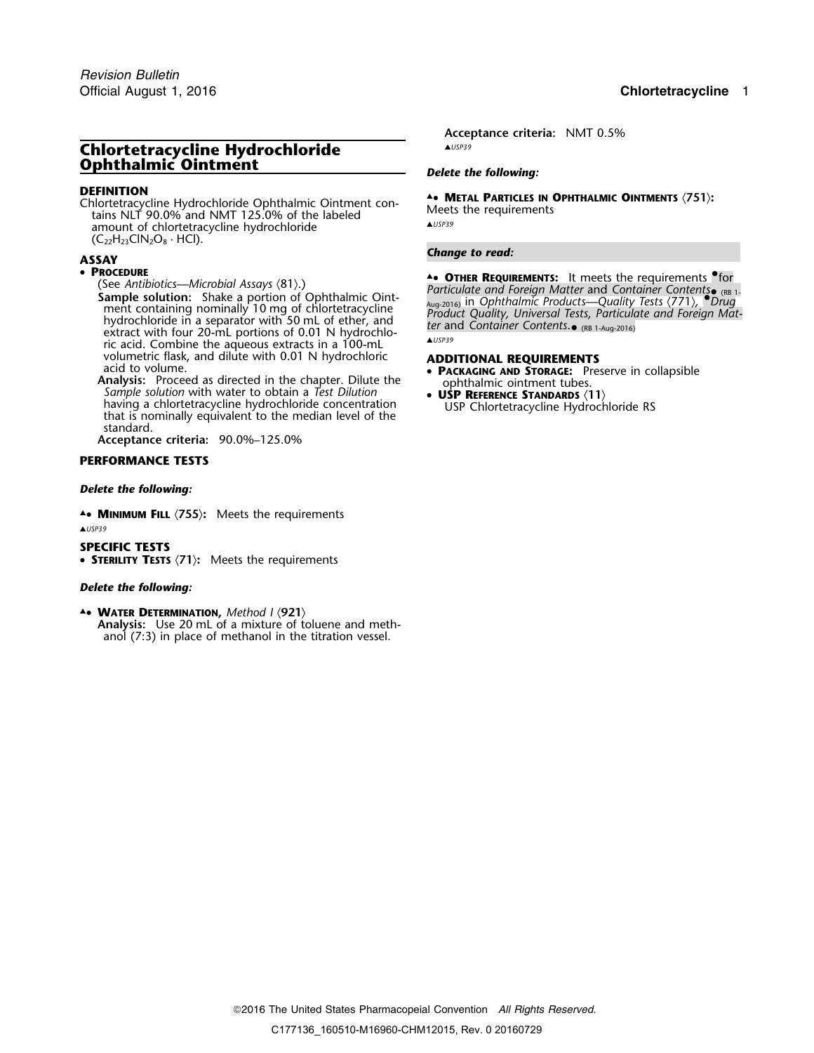# Chlortetracycline Hydrochloride Ophthalmic Ointment

## DEFINITION

Chlortetracycline Hydrochloride Ophthalmic Ointment contains NLT 90.0% and NMT 125.0% of the labeled amount of chlortetracycline hydrochloride ($C_{22}H_{23}ClN_2O_8 \cdot HCl$).

## ASSAY

- **PROCEDURE**

  (See *Antibiotics—Microbial Assays* ⟨81⟩.)

  **Sample solution:** Shake a portion of Ophthalmic Ointment containing nominally 10 mg of chlortetracycline hydrochloride in a separator with 50 mL of ether, and extract with four 20-mL portions of 0.01 N hydrochloric acid. Combine the aqueous extracts in a 100-mL volumetric flask, and dilute with 0.01 N hydrochloric acid to volume.

  **Analysis:** Proceed as directed in the chapter. Dilute the *Sample solution* with water to obtain a *Test Dilution* having a chlortetracycline hydrochloride concentration that is nominally equivalent to the median level of the standard.

  **Acceptance criteria:** 90.0%–125.0%

## PERFORMANCE TESTS

***Delete the following:***

▲• **MINIMUM FILL** ⟨755⟩: Meets the requirements
▲USP39

## SPECIFIC TESTS

- **STERILITY TESTS** ⟨71⟩: Meets the requirements

***Delete the following:***

▲• **WATER DETERMINATION,** *Method I* ⟨921⟩

  **Analysis:** Use 20 mL of a mixture of toluene and methanol (7:3) in place of methanol in the titration vessel.

  **Acceptance criteria:** NMT 0.5%
▲USP39

***Delete the following:***

▲• **METAL PARTICLES IN OPHTHALMIC OINTMENTS** ⟨751⟩: Meets the requirements
▲USP39

***Change to read:***

▲• **OTHER REQUIREMENTS:** It meets the requirements •for *Particulate and Foreign Matter* and *Container Contents*• (RB 1-Aug-2016) in *Ophthalmic Products—Quality Tests* ⟨771⟩, •*Drug Product Quality, Universal Tests, Particulate and Foreign Matter* and *Container Contents*.• (RB 1-Aug-2016)
▲USP39

## ADDITIONAL REQUIREMENTS

- **PACKAGING AND STORAGE:** Preserve in collapsible ophthalmic ointment tubes.
- **USP REFERENCE STANDARDS** ⟨11⟩

  USP Chlortetracycline Hydrochloride RS